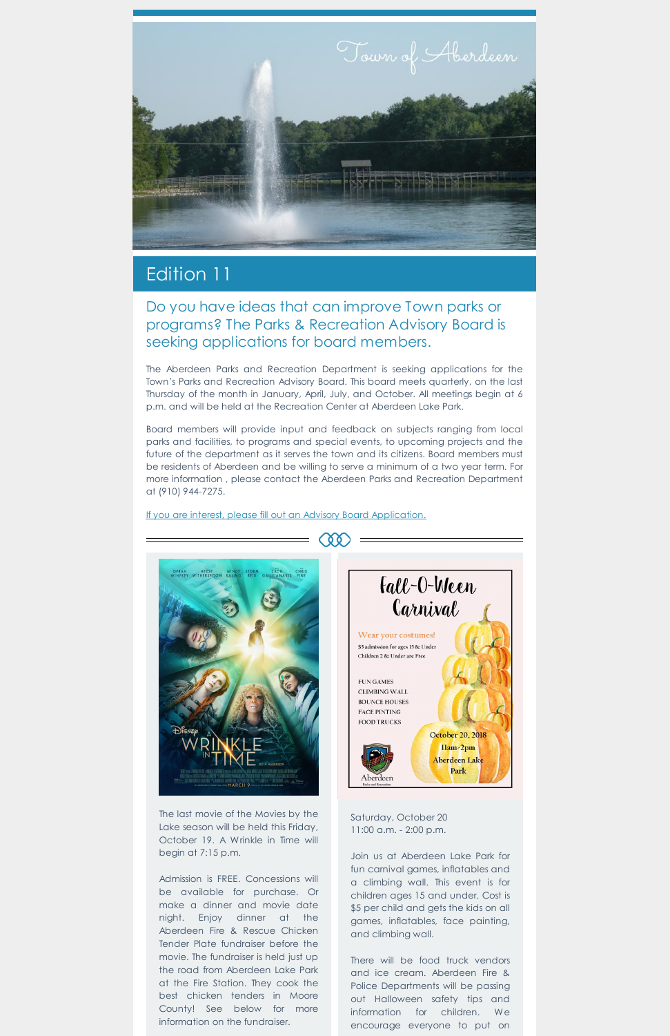Town of Aberdeen

# Edition 11

## Do you have ideas that can improve Town parks or programs? The Parks & Recreation Advisory Board is seeking applications for board members.

The Aberdeen Parks and Recreation Department is seeking applications for the Town's Parks and Recreation Advisory Board. This board meets quarterly, on the last Thursday of the month in January, April, July, and October. All meetings begin at 6 p.m. and will be held at the Recreation Center at Aberdeen Lake Park.

Board members will provide input and feedback on subjects ranging from local parks and facilities, to programs and special events, to upcoming projects and the future of the department as it serves the town and its citizens. Board members must be residents of Aberdeen and be willing to serve a minimum of a two year term. For more information , please contact the Aberdeen Parks and Recreation Department at (910) 944-7275.

If you are interest, please fill out an Advisory Board Application.

---

The last movie of the Movies by the Lake season will be held this Friday, October 19. A Wrinkle in Time will begin at 7:15 p.m.

Admission is FREE. Concessions will be available for purchase. Or make a dinner and movie date night. Enjoy dinner at the Aberdeen Fire & Rescue Chicken Tender Plate fundraiser before the movie. The fundraiser is held just up the road from Aberdeen Lake Park at the Fire Station. They cook the best chicken tenders in Moore County! See below for more information on the fundraiser.

**Fall-O-Ween Carnival**

Wear your costumes!
$5 admission for ages 15 & Under
Children 2 & Under are Free

FUN GAMES
CLIMBING WALL
BOUNCE HOUSES
FACE PINTING
FOOD TRUCKS

October 20, 2018
11am-2pm
Aberdeen Lake Park

Saturday, October 20
11:00 a.m. - 2:00 p.m.

Join us at Aberdeen Lake Park for fun carnival games, inflatables and a climbing wall. This event is for children ages 15 and under. Cost is $5 per child and gets the kids on all games, inflatables, face painting, and climbing wall.

There will be food truck vendors and ice cream. Aberdeen Fire & Police Departments will be passing out Halloween safety tips and information for children. We encourage everyone to put on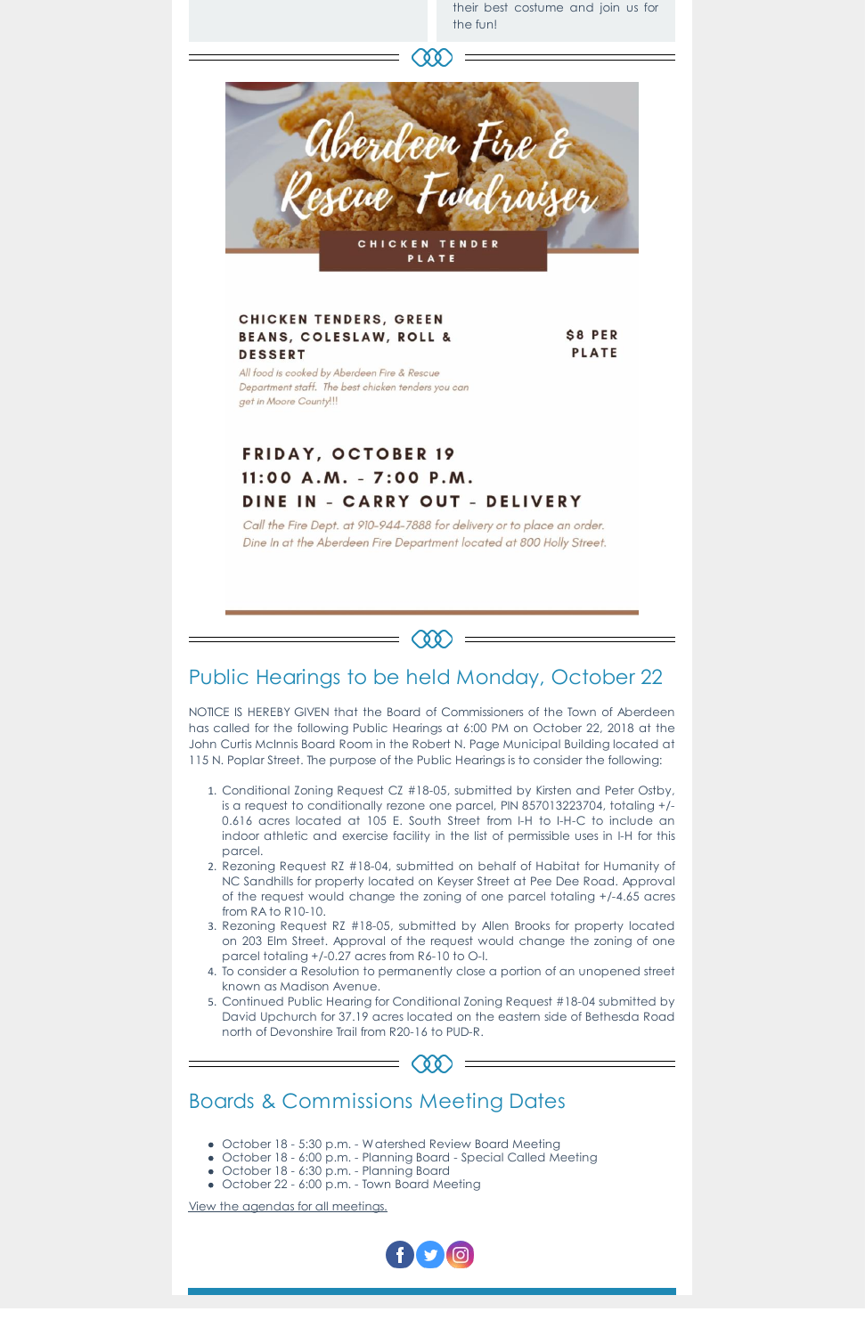their best costume and join us for the fun!

# Aberdeen Fire & Rescue Fundraiser

CHICKEN TENDER PLATE

**CHICKEN TENDERS, GREEN BEANS, COLESLAW, ROLL & DESSERT**

**$8 PER PLATE**

*All food is cooked by Aberdeen Fire & Rescue Department staff. The best chicken tenders you can get in Moore County!!!*

**FRIDAY, OCTOBER 19**
**11:00 A.M. - 7:00 P.M.**
**DINE IN - CARRY OUT - DELIVERY**

*Call the Fire Dept. at 910-944-7888 for delivery or to place an order. Dine In at the Aberdeen Fire Department located at 800 Holly Street.*

## Public Hearings to be held Monday, October 22

NOTICE IS HEREBY GIVEN that the Board of Commissioners of the Town of Aberdeen has called for the following Public Hearings at 6:00 PM on October 22, 2018 at the John Curtis McInnis Board Room in the Robert N. Page Municipal Building located at 115 N. Poplar Street. The purpose of the Public Hearings is to consider the following:

1. Conditional Zoning Request CZ #18-05, submitted by Kirsten and Peter Ostby, is a request to conditionally rezone one parcel, PIN 857013223704, totaling +/- 0.616 acres located at 105 E. South Street from I-H to I-H-C to include an indoor athletic and exercise facility in the list of permissible uses in I-H for this parcel.
2. Rezoning Request RZ #18-04, submitted on behalf of Habitat for Humanity of NC Sandhills for property located on Keyser Street at Pee Dee Road. Approval of the request would change the zoning of one parcel totaling +/-4.65 acres from RA to R10-10.
3. Rezoning Request RZ #18-05, submitted by Allen Brooks for property located on 203 Elm Street. Approval of the request would change the zoning of one parcel totaling +/-0.27 acres from R6-10 to O-I.
4. To consider a Resolution to permanently close a portion of an unopened street known as Madison Avenue.
5. Continued Public Hearing for Conditional Zoning Request #18-04 submitted by David Upchurch for 37.19 acres located on the eastern side of Bethesda Road north of Devonshire Trail from R20-16 to PUD-R.

## Boards & Commissions Meeting Dates

- October 18 - 5:30 p.m. - Watershed Review Board Meeting
- October 18 - 6:00 p.m. - Planning Board - Special Called Meeting
- October 18 - 6:30 p.m. - Planning Board
- October 22 - 6:00 p.m. - Town Board Meeting

View the agendas for all meetings.